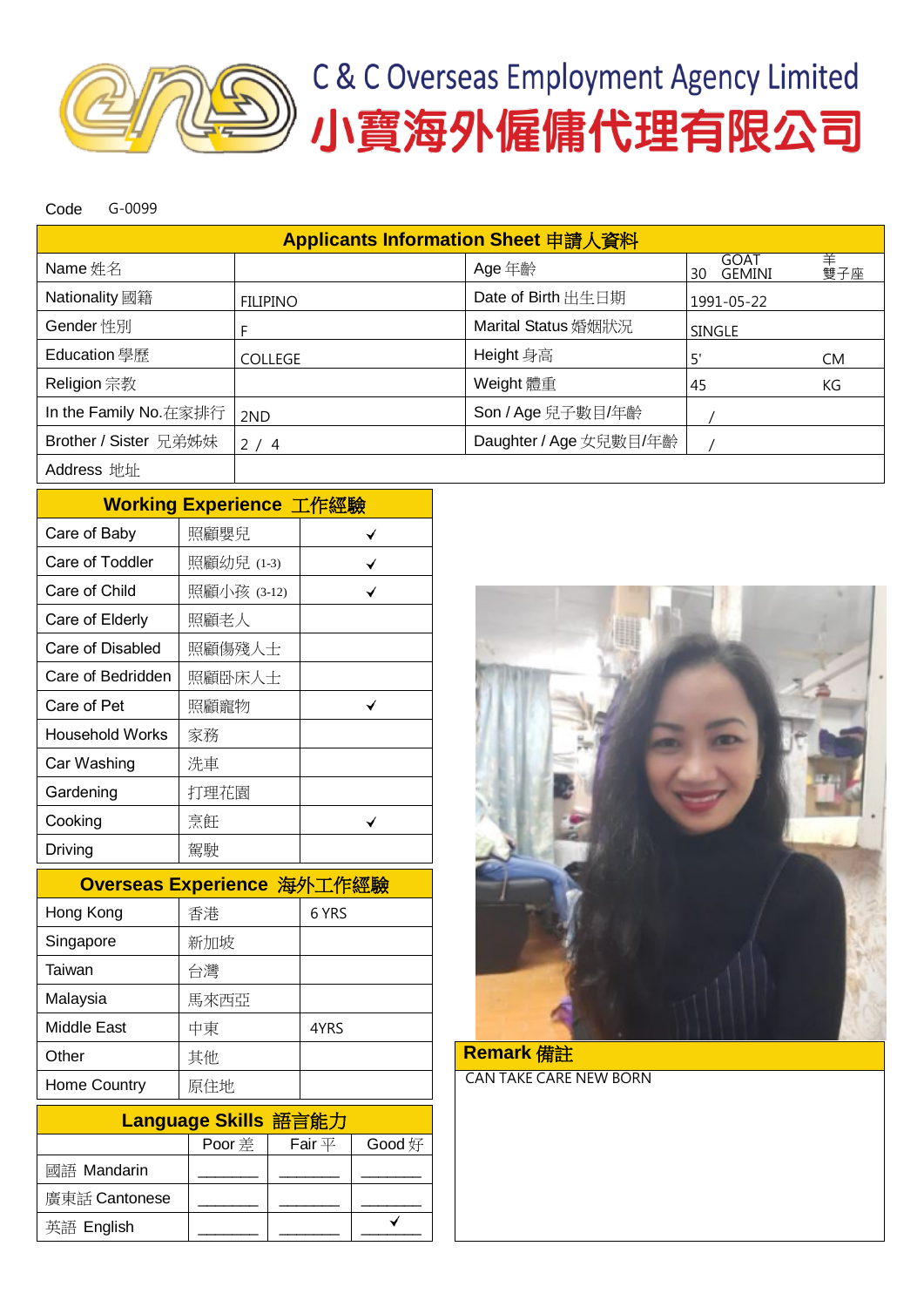# C & C Overseas Employment Agency Limited
# 小寶海外僱傭代理有限公司

Code G-0099

| Applicants Information Sheet 申請人資料 | | | |
|---|---|---|---|
| Name 姓名 | | Age 年齡 | 30 GOAT GEMINI 羊 雙子座 |
| Nationality 國籍 | FILIPINO | Date of Birth 出生日期 | 1991-05-22 |
| Gender 性別 | F | Marital Status 婚姻狀況 | SINGLE |
| Education 學歷 | COLLEGE | Height 身高 | 5' CM |
| Religion 宗教 | | Weight 體重 | 45 KG |
| In the Family No.在家排行 | 2ND | Son / Age 兒子數目/年齡 | / |
| Brother / Sister 兄弟姊妹 | 2 / 4 | Daughter / Age 女兒數目/年齡 | / |
| Address 地址 | | | |

| Working Experience 工作經驗 | | |
|---|---|---|
| Care of Baby | 照顧嬰兒 | ✓ |
| Care of Toddler | 照顧幼兒 (1-3) | ✓ |
| Care of Child | 照顧小孩 (3-12) | ✓ |
| Care of Elderly | 照顧老人 | |
| Care of Disabled | 照顧傷殘人士 | |
| Care of Bedridden | 照顧臥床人士 | |
| Care of Pet | 照顧寵物 | ✓ |
| Household Works | 家務 | |
| Car Washing | 洗車 | |
| Gardening | 打理花園 | |
| Cooking | 烹飪 | ✓ |
| Driving | 駕駛 | |

| Overseas Experience 海外工作經驗 | | |
|---|---|---|
| Hong Kong | 香港 | 6 YRS |
| Singapore | 新加坡 | |
| Taiwan | 台灣 | |
| Malaysia | 馬來西亞 | |
| Middle East | 中東 | 4YRS |
| Other | 其他 | |
| Home Country | 原住地 | |

| Language Skills 語言能力 | Poor 差 | Fair 平 | Good 好 |
|---|---|---|---|
| 國語 Mandarin | | | |
| 廣東話 Cantonese | | | |
| 英語 English | | | ✓ |

**Remark 備註**

CAN TAKE CARE NEW BORN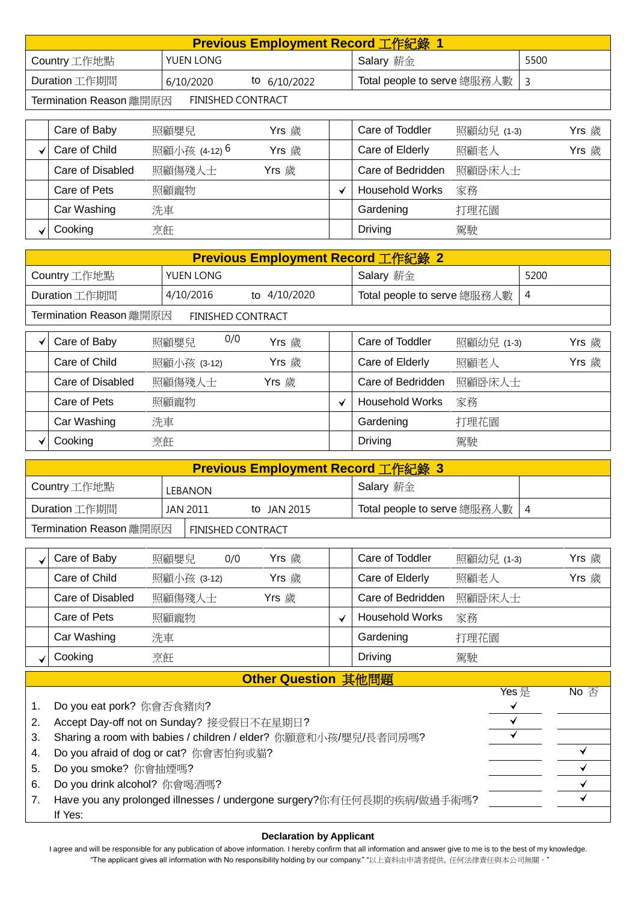## Previous Employment Record 工作紀錄 1

| | | | |
|---|---|---|---|
| Country 工作地點 | YUEN LONG | Salary 薪金 | 5500 |
| Duration 工作期間 | 6/10/2020 to 6/10/2022 | Total people to serve 總服務人數 | 3 |
| Termination Reason 離開原因 | FINISHED CONTRACT | | |

| | | | | | | | |
|---|---|---|---|---|---|---|---|
| | Care of Baby | 照顧嬰兒 | Yrs 歲 | | Care of Toddler | 照顧幼兒 (1-3) | Yrs 歲 |
| ✓ | Care of Child | 照顧小孩 (4-12) 6 | Yrs 歲 | | Care of Elderly | 照顧老人 | Yrs 歲 |
| | Care of Disabled | 照顧傷殘人士 | Yrs 歲 | | Care of Bedridden | 照顧卧床人士 | |
| | Care of Pets | 照顧寵物 | | ✓ | Household Works | 家務 | |
| | Car Washing | 洗車 | | | Gardening | 打理花園 | |
| ✓ | Cooking | 烹飪 | | | Driving | 駕駛 | |

## Previous Employment Record 工作紀錄 2

| | | | |
|---|---|---|---|
| Country 工作地點 | YUEN LONG | Salary 薪金 | 5200 |
| Duration 工作期間 | 4/10/2016 to 4/10/2020 | Total people to serve 總服務人數 | 4 |
| Termination Reason 離開原因 | FINISHED CONTRACT | | |

| | | | | | | | |
|---|---|---|---|---|---|---|---|
| ✓ | Care of Baby | 照顧嬰兒 0/0 | Yrs 歲 | | Care of Toddler | 照顧幼兒 (1-3) | Yrs 歲 |
| | Care of Child | 照顧小孩 (3-12) | Yrs 歲 | | Care of Elderly | 照顧老人 | Yrs 歲 |
| | Care of Disabled | 照顧傷殘人士 | Yrs 歲 | | Care of Bedridden | 照顧卧床人士 | |
| | Care of Pets | 照顧寵物 | | ✓ | Household Works | 家務 | |
| | Car Washing | 洗車 | | | Gardening | 打理花園 | |
| ✓ | Cooking | 烹飪 | | | Driving | 駕駛 | |

## Previous Employment Record 工作紀錄 3

| | | | |
|---|---|---|---|
| Country 工作地點 | LEBANON | Salary 薪金 | |
| Duration 工作期間 | JAN 2011 to JAN 2015 | Total people to serve 總服務人數 | 4 |
| Termination Reason 離開原因 | FINISHED CONTRACT | | |

| | | | | | | | |
|---|---|---|---|---|---|---|---|
| ✓ | Care of Baby | 照顧嬰兒 0/0 | Yrs 歲 | | Care of Toddler | 照顧幼兒 (1-3) | Yrs 歲 |
| | Care of Child | 照顧小孩 (3-12) | Yrs 歲 | | Care of Elderly | 照顧老人 | Yrs 歲 |
| | Care of Disabled | 照顧傷殘人士 | Yrs 歲 | | Care of Bedridden | 照顧卧床人士 | |
| | Care of Pets | 照顧寵物 | | ✓ | Household Works | 家務 | |
| | Car Washing | 洗車 | | | Gardening | 打理花園 | |
| ✓ | Cooking | 烹飪 | | | Driving | 駕駛 | |

## Other Question 其他問題

| | Question | Yes 是 | No 否 |
|---|---|---|---|
| 1. | Do you eat pork? 你會否食豬肉? | ✓ | |
| 2. | Accept Day-off not on Sunday? 接受假日不在星期日? | ✓ | |
| 3. | Sharing a room with babies / children / elder? 你願意和小孩/嬰兒/長者同房嗎? | ✓ | |
| 4. | Do you afraid of dog or cat? 你會害怕狗或貓? | | ✓ |
| 5. | Do you smoke? 你會抽煙嗎? | | ✓ |
| 6. | Do you drink alcohol? 你會喝酒嗎? | | ✓ |
| 7. | Have you any prolonged illnesses / undergone surgery?你有任何長期的疾病/做過手術嗎? If Yes: | | ✓ |

**Declaration by Applicant**

I agree and will be responsible for any publication of above information. I hereby confirm that all information and answer give to me is to the best of my knowledge.
"The applicant gives all information with No responsibility holding by our company." "以上資料由申請者提供, 任何法律責任與本公司無關。"